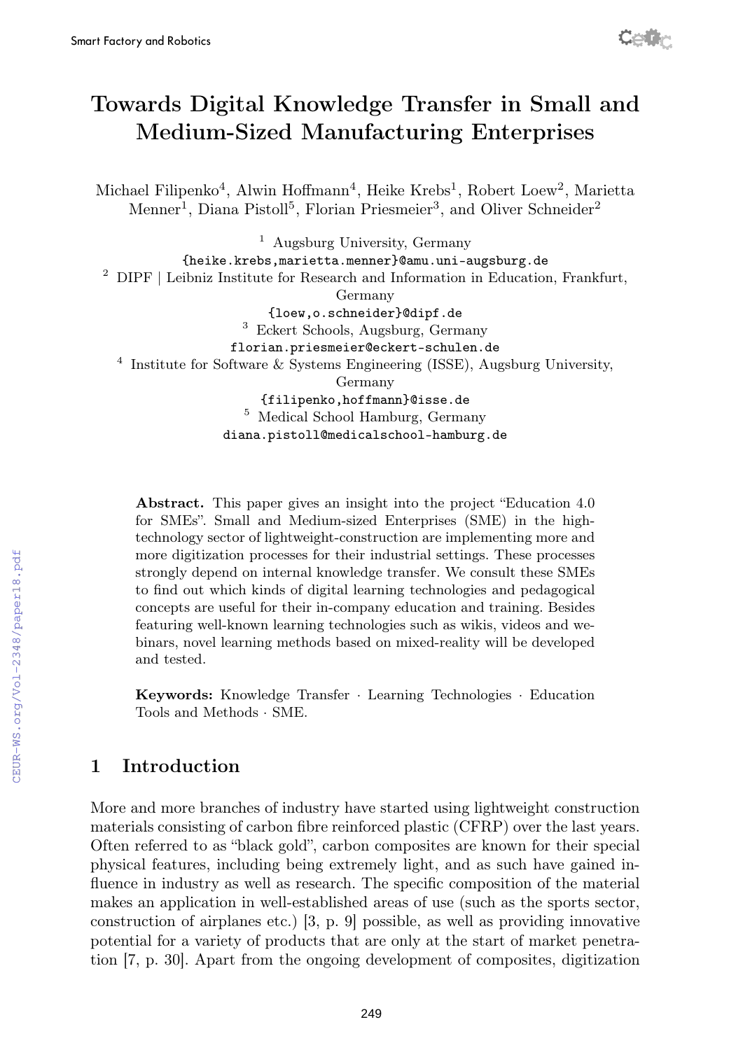# Towards Digital Knowledge Transfer in Small and Medium-Sized Manufacturing Enterprises

Michael Filipenko[4], Alwin Hoffmann[4], Heike Krebs[1], Robert Loew[2], Marietta Menner[1], Diana Pistoll[5], Florian Priesmeier[3], and Oliver Schneider[2]

[1] Augsburg University, Germany
{heike.krebs,marietta.menner}@amu.uni-augsburg.de

[2] DIPF | Leibniz Institute for Research and Information in Education, Frankfurt, Germany
{loew,o.schneider}@dipf.de

[3] Eckert Schools, Augsburg, Germany
florian.priesmeier@eckert-schulen.de

[4] Institute for Software & Systems Engineering (ISSE), Augsburg University, Germany
{filipenko,hoffmann}@isse.de

[5] Medical School Hamburg, Germany
diana.pistoll@medicalschool-hamburg.de

**Abstract.** This paper gives an insight into the project "Education 4.0 for SMEs". Small and Medium-sized Enterprises (SME) in the high-technology sector of lightweight-construction are implementing more and more digitization processes for their industrial settings. These processes strongly depend on internal knowledge transfer. We consult these SMEs to find out which kinds of digital learning technologies and pedagogical concepts are useful for their in-company education and training. Besides featuring well-known learning technologies such as wikis, videos and webinars, novel learning methods based on mixed-reality will be developed and tested.

**Keywords:** Knowledge Transfer · Learning Technologies · Education Tools and Methods · SME.

## 1 Introduction

More and more branches of industry have started using lightweight construction materials consisting of carbon fibre reinforced plastic (CFRP) over the last years. Often referred to as "black gold", carbon composites are known for their special physical features, including being extremely light, and as such have gained influence in industry as well as research. The specific composition of the material makes an application in well-established areas of use (such as the sports sector, construction of airplanes etc.) [3, p. 9] possible, as well as providing innovative potential for a variety of products that are only at the start of market penetration [7, p. 30]. Apart from the ongoing development of composites, digitization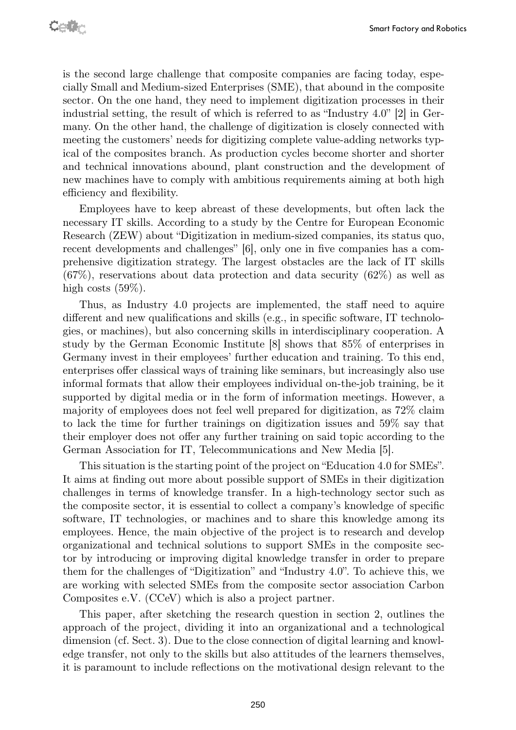is the second large challenge that composite companies are facing today, especially Small and Medium-sized Enterprises (SME), that abound in the composite sector. On the one hand, they need to implement digitization processes in their industrial setting, the result of which is referred to as "Industry 4.0" [2] in Germany. On the other hand, the challenge of digitization is closely connected with meeting the customers' needs for digitizing complete value-adding networks typical of the composites branch. As production cycles become shorter and shorter and technical innovations abound, plant construction and the development of new machines have to comply with ambitious requirements aiming at both high efficiency and flexibility.

Employees have to keep abreast of these developments, but often lack the necessary IT skills. According to a study by the Centre for European Economic Research (ZEW) about "Digitization in medium-sized companies, its status quo, recent developments and challenges" [6], only one in five companies has a comprehensive digitization strategy. The largest obstacles are the lack of IT skills (67%), reservations about data protection and data security (62%) as well as high costs (59%).

Thus, as Industry 4.0 projects are implemented, the staff need to aquire different and new qualifications and skills (e.g., in specific software, IT technologies, or machines), but also concerning skills in interdisciplinary cooperation. A study by the German Economic Institute [8] shows that 85% of enterprises in Germany invest in their employees' further education and training. To this end, enterprises offer classical ways of training like seminars, but increasingly also use informal formats that allow their employees individual on-the-job training, be it supported by digital media or in the form of information meetings. However, a majority of employees does not feel well prepared for digitization, as 72% claim to lack the time for further trainings on digitization issues and 59% say that their employer does not offer any further training on said topic according to the German Association for IT, Telecommunications and New Media [5].

This situation is the starting point of the project on "Education 4.0 for SMEs". It aims at finding out more about possible support of SMEs in their digitization challenges in terms of knowledge transfer. In a high-technology sector such as the composite sector, it is essential to collect a company's knowledge of specific software, IT technologies, or machines and to share this knowledge among its employees. Hence, the main objective of the project is to research and develop organizational and technical solutions to support SMEs in the composite sector by introducing or improving digital knowledge transfer in order to prepare them for the challenges of "Digitization" and "Industry 4.0". To achieve this, we are working with selected SMEs from the composite sector association Carbon Composites e.V. (CCeV) which is also a project partner.

This paper, after sketching the research question in section 2, outlines the approach of the project, dividing it into an organizational and a technological dimension (cf. Sect. 3). Due to the close connection of digital learning and knowledge transfer, not only to the skills but also attitudes of the learners themselves, it is paramount to include reflections on the motivational design relevant to the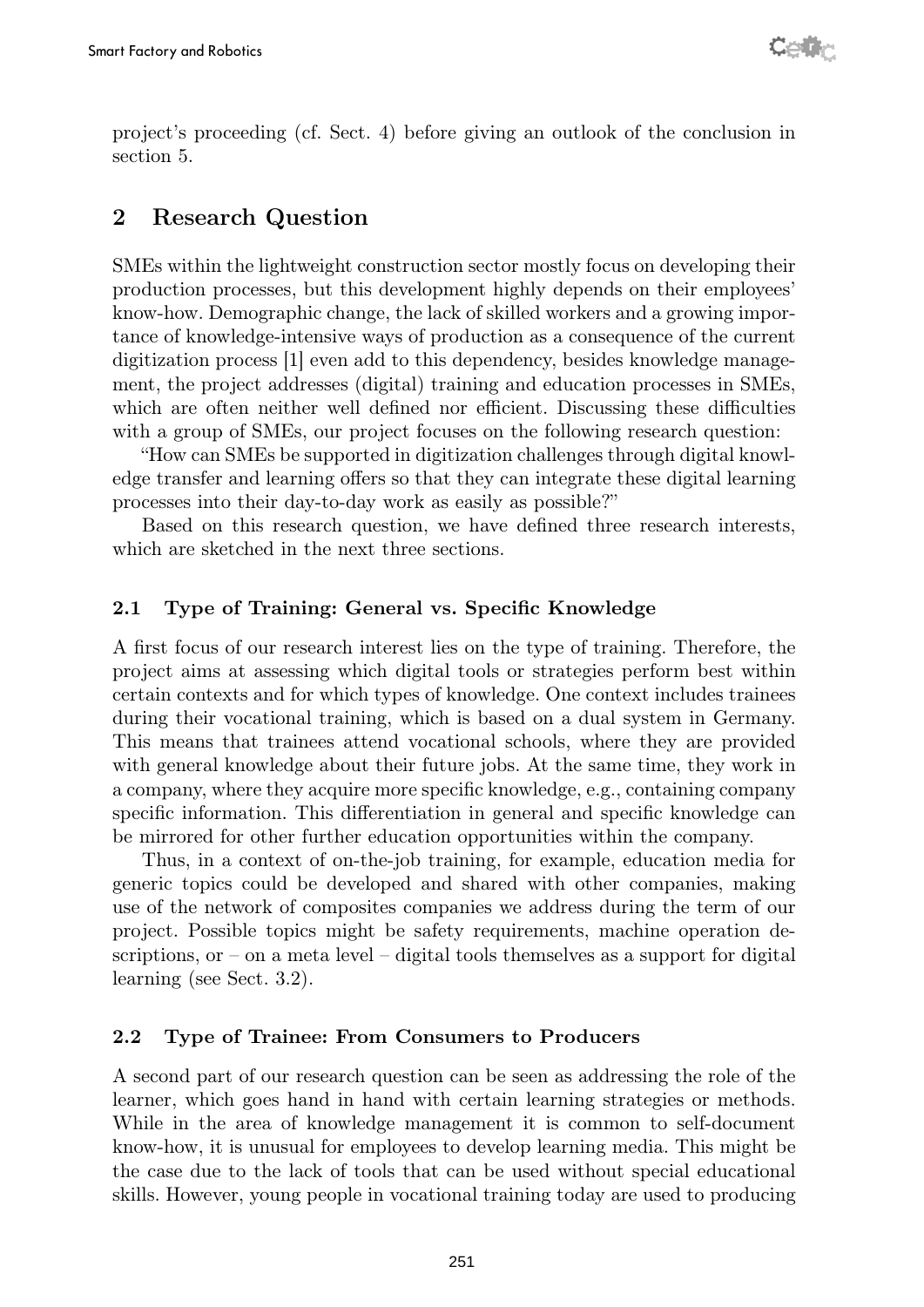project's proceeding (cf. Sect. 4) before giving an outlook of the conclusion in section 5.

## 2 Research Question

SMEs within the lightweight construction sector mostly focus on developing their production processes, but this development highly depends on their employees' know-how. Demographic change, the lack of skilled workers and a growing importance of knowledge-intensive ways of production as a consequence of the current digitization process [1] even add to this dependency, besides knowledge management, the project addresses (digital) training and education processes in SMEs, which are often neither well defined nor efficient. Discussing these difficulties with a group of SMEs, our project focuses on the following research question:

"How can SMEs be supported in digitization challenges through digital knowledge transfer and learning offers so that they can integrate these digital learning processes into their day-to-day work as easily as possible?"

Based on this research question, we have defined three research interests, which are sketched in the next three sections.

### 2.1 Type of Training: General vs. Specific Knowledge

A first focus of our research interest lies on the type of training. Therefore, the project aims at assessing which digital tools or strategies perform best within certain contexts and for which types of knowledge. One context includes trainees during their vocational training, which is based on a dual system in Germany. This means that trainees attend vocational schools, where they are provided with general knowledge about their future jobs. At the same time, they work in a company, where they acquire more specific knowledge, e.g., containing company specific information. This differentiation in general and specific knowledge can be mirrored for other further education opportunities within the company.

Thus, in a context of on-the-job training, for example, education media for generic topics could be developed and shared with other companies, making use of the network of composites companies we address during the term of our project. Possible topics might be safety requirements, machine operation descriptions, or – on a meta level – digital tools themselves as a support for digital learning (see Sect. 3.2).

### 2.2 Type of Trainee: From Consumers to Producers

A second part of our research question can be seen as addressing the role of the learner, which goes hand in hand with certain learning strategies or methods. While in the area of knowledge management it is common to self-document know-how, it is unusual for employees to develop learning media. This might be the case due to the lack of tools that can be used without special educational skills. However, young people in vocational training today are used to producing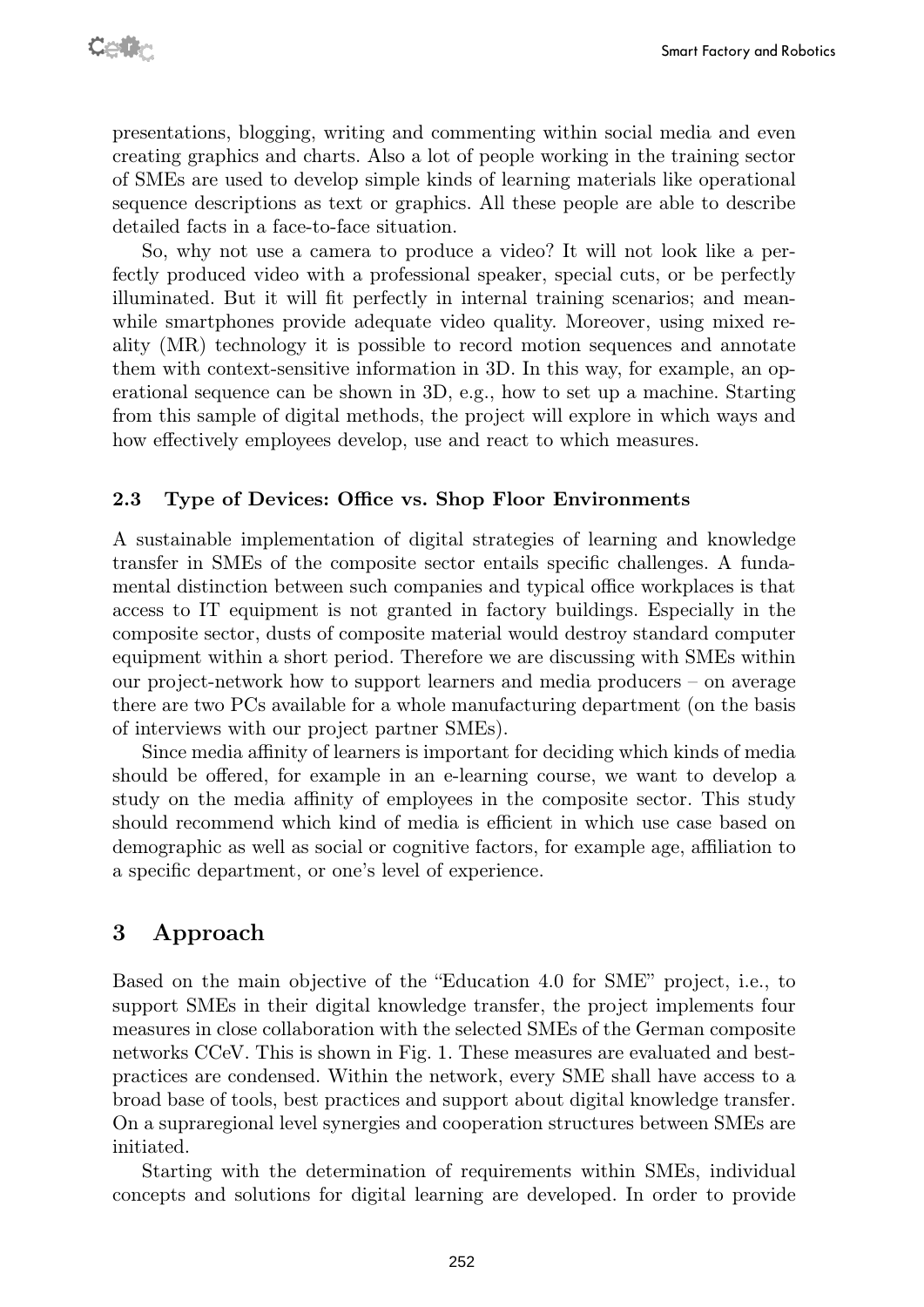presentations, blogging, writing and commenting within social media and even creating graphics and charts. Also a lot of people working in the training sector of SMEs are used to develop simple kinds of learning materials like operational sequence descriptions as text or graphics. All these people are able to describe detailed facts in a face-to-face situation.

So, why not use a camera to produce a video? It will not look like a perfectly produced video with a professional speaker, special cuts, or be perfectly illuminated. But it will fit perfectly in internal training scenarios; and meanwhile smartphones provide adequate video quality. Moreover, using mixed reality (MR) technology it is possible to record motion sequences and annotate them with context-sensitive information in 3D. In this way, for example, an operational sequence can be shown in 3D, e.g., how to set up a machine. Starting from this sample of digital methods, the project will explore in which ways and how effectively employees develop, use and react to which measures.

### 2.3 Type of Devices: Office vs. Shop Floor Environments

A sustainable implementation of digital strategies of learning and knowledge transfer in SMEs of the composite sector entails specific challenges. A fundamental distinction between such companies and typical office workplaces is that access to IT equipment is not granted in factory buildings. Especially in the composite sector, dusts of composite material would destroy standard computer equipment within a short period. Therefore we are discussing with SMEs within our project-network how to support learners and media producers – on average there are two PCs available for a whole manufacturing department (on the basis of interviews with our project partner SMEs).

Since media affinity of learners is important for deciding which kinds of media should be offered, for example in an e-learning course, we want to develop a study on the media affinity of employees in the composite sector. This study should recommend which kind of media is efficient in which use case based on demographic as well as social or cognitive factors, for example age, affiliation to a specific department, or one's level of experience.

## 3 Approach

Based on the main objective of the "Education 4.0 for SME" project, i.e., to support SMEs in their digital knowledge transfer, the project implements four measures in close collaboration with the selected SMEs of the German composite networks CCeV. This is shown in Fig. 1. These measures are evaluated and best-practices are condensed. Within the network, every SME shall have access to a broad base of tools, best practices and support about digital knowledge transfer. On a supraregional level synergies and cooperation structures between SMEs are initiated.

Starting with the determination of requirements within SMEs, individual concepts and solutions for digital learning are developed. In order to provide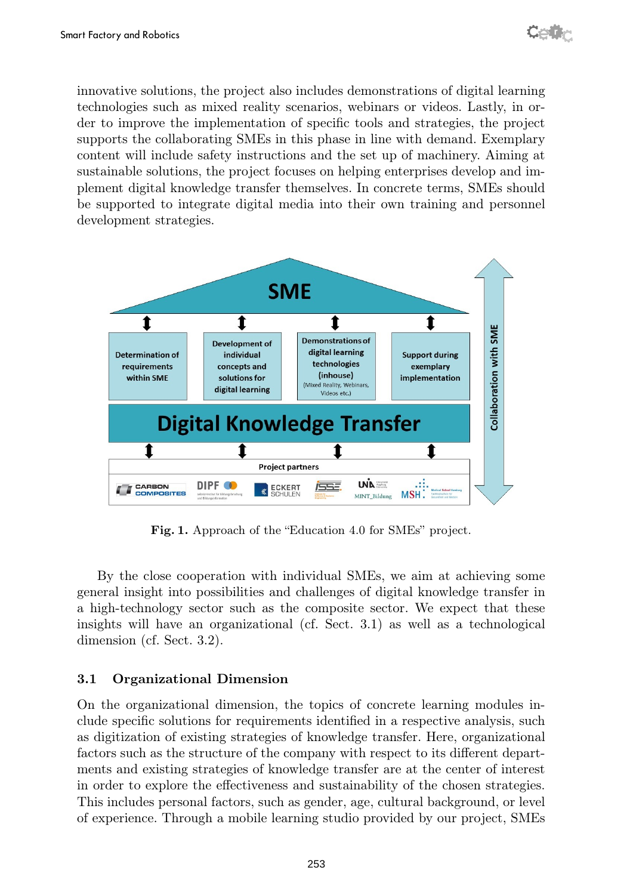innovative solutions, the project also includes demonstrations of digital learning technologies such as mixed reality scenarios, webinars or videos. Lastly, in order to improve the implementation of specific tools and strategies, the project supports the collaborating SMEs in this phase in line with demand. Exemplary content will include safety instructions and the set up of machinery. Aiming at sustainable solutions, the project focuses on helping enterprises develop and implement digital knowledge transfer themselves. In concrete terms, SMEs should be supported to integrate digital media into their own training and personnel development strategies.

**Fig. 1.** Approach of the "Education 4.0 for SMEs" project.

By the close cooperation with individual SMEs, we aim at achieving some general insight into possibilities and challenges of digital knowledge transfer in a high-technology sector such as the composite sector. We expect that these insights will have an organizational (cf. Sect. 3.1) as well as a technological dimension (cf. Sect. 3.2).

### 3.1 Organizational Dimension

On the organizational dimension, the topics of concrete learning modules include specific solutions for requirements identified in a respective analysis, such as digitization of existing strategies of knowledge transfer. Here, organizational factors such as the structure of the company with respect to its different departments and existing strategies of knowledge transfer are at the center of interest in order to explore the effectiveness and sustainability of the chosen strategies. This includes personal factors, such as gender, age, cultural background, or level of experience. Through a mobile learning studio provided by our project, SMEs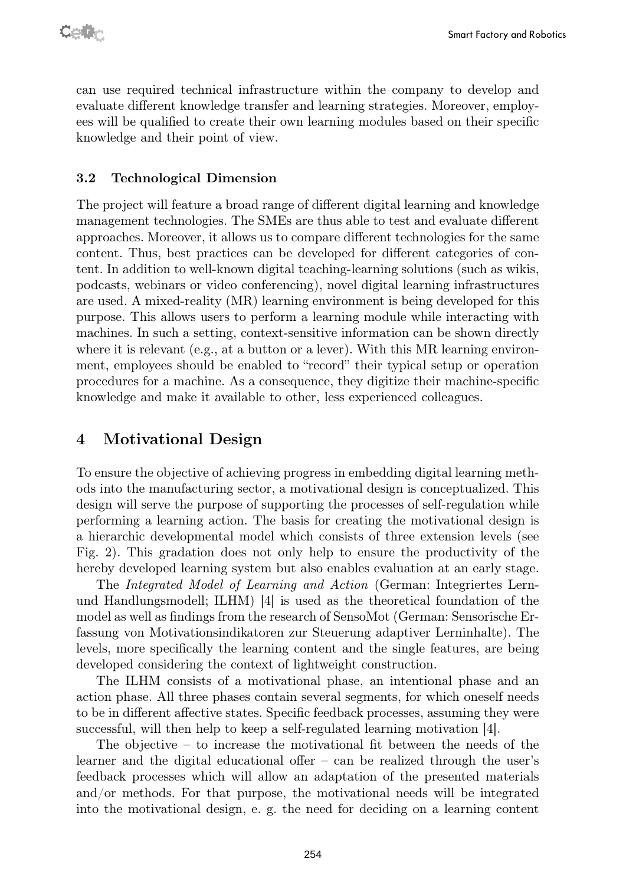can use required technical infrastructure within the company to develop and evaluate different knowledge transfer and learning strategies. Moreover, employees will be qualified to create their own learning modules based on their specific knowledge and their point of view.

### 3.2 Technological Dimension

The project will feature a broad range of different digital learning and knowledge management technologies. The SMEs are thus able to test and evaluate different approaches. Moreover, it allows us to compare different technologies for the same content. Thus, best practices can be developed for different categories of content. In addition to well-known digital teaching-learning solutions (such as wikis, podcasts, webinars or video conferencing), novel digital learning infrastructures are used. A mixed-reality (MR) learning environment is being developed for this purpose. This allows users to perform a learning module while interacting with machines. In such a setting, context-sensitive information can be shown directly where it is relevant (e.g., at a button or a lever). With this MR learning environment, employees should be enabled to "record" their typical setup or operation procedures for a machine. As a consequence, they digitize their machine-specific knowledge and make it available to other, less experienced colleagues.

## 4 Motivational Design

To ensure the objective of achieving progress in embedding digital learning methods into the manufacturing sector, a motivational design is conceptualized. This design will serve the purpose of supporting the processes of self-regulation while performing a learning action. The basis for creating the motivational design is a hierarchic developmental model which consists of three extension levels (see Fig. 2). This gradation does not only help to ensure the productivity of the hereby developed learning system but also enables evaluation at an early stage.

The *Integrated Model of Learning and Action* (German: Integriertes Lern- und Handlungsmodell; ILHM) [4] is used as the theoretical foundation of the model as well as findings from the research of SensoMot (German: Sensorische Erfassung von Motivationsindikatoren zur Steuerung adaptiver Lerninhalte). The levels, more specifically the learning content and the single features, are being developed considering the context of lightweight construction.

The ILHM consists of a motivational phase, an intentional phase and an action phase. All three phases contain several segments, for which oneself needs to be in different affective states. Specific feedback processes, assuming they were successful, will then help to keep a self-regulated learning motivation [4].

The objective – to increase the motivational fit between the needs of the learner and the digital educational offer – can be realized through the user's feedback processes which will allow an adaptation of the presented materials and/or methods. For that purpose, the motivational needs will be integrated into the motivational design, e. g. the need for deciding on a learning content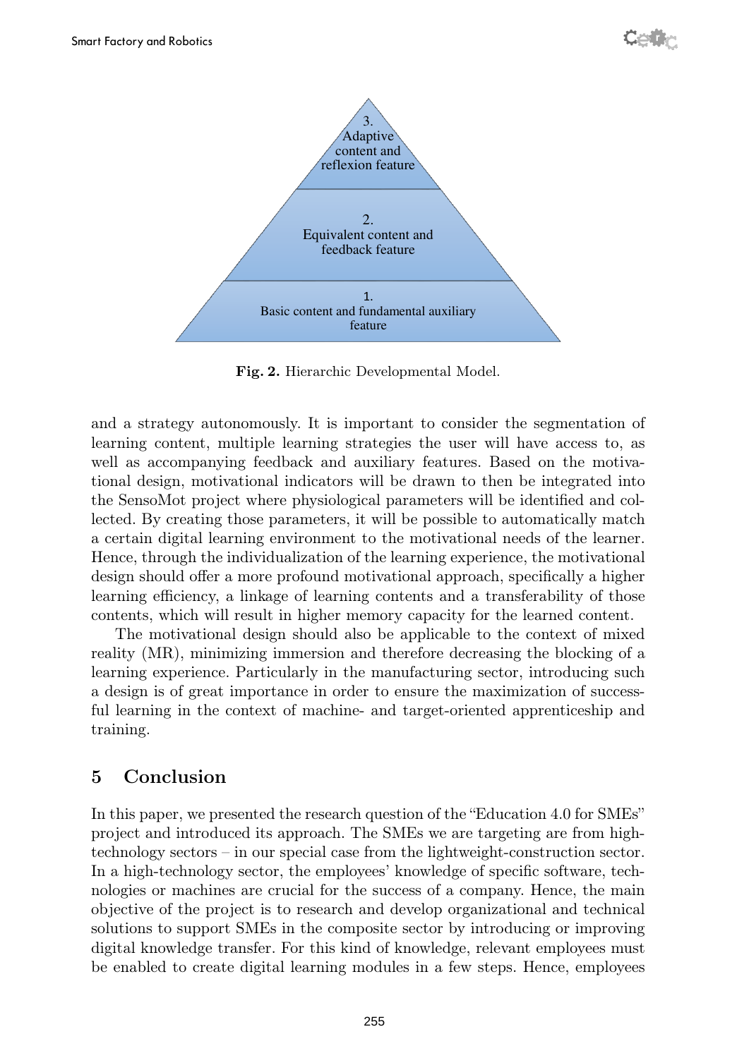3. Adaptive content and reflexion feature

2. Equivalent content and feedback feature

1. Basic content and fundamental auxiliary feature

**Fig. 2.** Hierarchic Developmental Model.

and a strategy autonomously. It is important to consider the segmentation of learning content, multiple learning strategies the user will have access to, as well as accompanying feedback and auxiliary features. Based on the motivational design, motivational indicators will be drawn to then be integrated into the SensoMot project where physiological parameters will be identified and collected. By creating those parameters, it will be possible to automatically match a certain digital learning environment to the motivational needs of the learner. Hence, through the individualization of the learning experience, the motivational design should offer a more profound motivational approach, specifically a higher learning efficiency, a linkage of learning contents and a transferability of those contents, which will result in higher memory capacity for the learned content.

The motivational design should also be applicable to the context of mixed reality (MR), minimizing immersion and therefore decreasing the blocking of a learning experience. Particularly in the manufacturing sector, introducing such a design is of great importance in order to ensure the maximization of successful learning in the context of machine- and target-oriented apprenticeship and training.

## 5 Conclusion

In this paper, we presented the research question of the "Education 4.0 for SMEs" project and introduced its approach. The SMEs we are targeting are from high-technology sectors – in our special case from the lightweight-construction sector. In a high-technology sector, the employees' knowledge of specific software, technologies or machines are crucial for the success of a company. Hence, the main objective of the project is to research and develop organizational and technical solutions to support SMEs in the composite sector by introducing or improving digital knowledge transfer. For this kind of knowledge, relevant employees must be enabled to create digital learning modules in a few steps. Hence, employees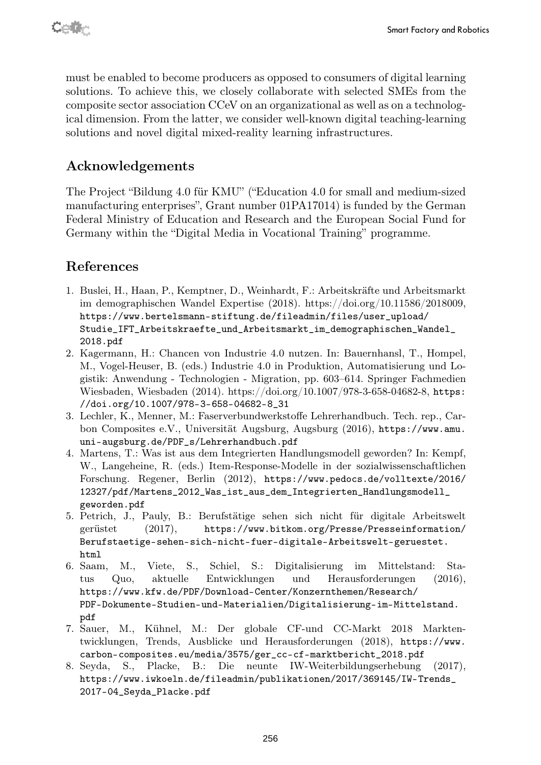must be enabled to become producers as opposed to consumers of digital learning solutions. To achieve this, we closely collaborate with selected SMEs from the composite sector association CCeV on an organizational as well as on a technological dimension. From the latter, we consider well-known digital teaching-learning solutions and novel digital mixed-reality learning infrastructures.

## Acknowledgements

The Project "Bildung 4.0 für KMU" ("Education 4.0 for small and medium-sized manufacturing enterprises", Grant number 01PA17014) is funded by the German Federal Ministry of Education and Research and the European Social Fund for Germany within the "Digital Media in Vocational Training" programme.

## References

1. Buslei, H., Haan, P., Kemptner, D., Weinhardt, F.: Arbeitskräfte und Arbeitsmarkt im demographischen Wandel Expertise (2018). https://doi.org/10.11586/2018009, https://www.bertelsmann-stiftung.de/fileadmin/files/user_upload/Studie_IFT_Arbeitskraefte_und_Arbeitsmarkt_im_demographischen_Wandel_2018.pdf
2. Kagermann, H.: Chancen von Industrie 4.0 nutzen. In: Bauernhansl, T., Hompel, M., Vogel-Heuser, B. (eds.) Industrie 4.0 in Produktion, Automatisierung und Logistik: Anwendung - Technologien - Migration, pp. 603–614. Springer Fachmedien Wiesbaden, Wiesbaden (2014). https://doi.org/10.1007/978-3-658-04682-8, https://doi.org/10.1007/978-3-658-04682-8_31
3. Lechler, K., Menner, M.: Faserverbundwerkstoffe Lehrerhandbuch. Tech. rep., Carbon Composites e.V., Universität Augsburg, Augsburg (2016), https://www.amu.uni-augsburg.de/PDF_s/Lehrerhandbuch.pdf
4. Martens, T.: Was ist aus dem Integrierten Handlungsmodell geworden? In: Kempf, W., Langeheine, R. (eds.) Item-Response-Modelle in der sozialwissenschaftlichen Forschung. Regener, Berlin (2012), https://www.pedocs.de/volltexte/2016/12327/pdf/Martens_2012_Was_ist_aus_dem_Integrierten_Handlungsmodell_geworden.pdf
5. Petrich, J., Pauly, B.: Berufstätige sehen sich nicht für digitale Arbeitswelt gerüstet (2017), https://www.bitkom.org/Presse/Presseinformation/Berufstaetige-sehen-sich-nicht-fuer-digitale-Arbeitswelt-geruestet.html
6. Saam, M., Viete, S., Schiel, S.: Digitalisierung im Mittelstand: Status Quo, aktuelle Entwicklungen und Herausforderungen (2016), https://www.kfw.de/PDF/Download-Center/Konzernthemen/Research/PDF-Dokumente-Studien-und-Materialien/Digitalisierung-im-Mittelstand.pdf
7. Sauer, M., Kühnel, M.: Der globale CF-und CC-Markt 2018 Marktentwicklungen, Trends, Ausblicke und Herausforderungen (2018), https://www.carbon-composites.eu/media/3575/ger_cc-cf-marktbericht_2018.pdf
8. Seyda, S., Placke, B.: Die neunte IW-Weiterbildungserhebung (2017), https://www.iwkoeln.de/fileadmin/publikationen/2017/369145/IW-Trends_2017-04_Seyda_Placke.pdf